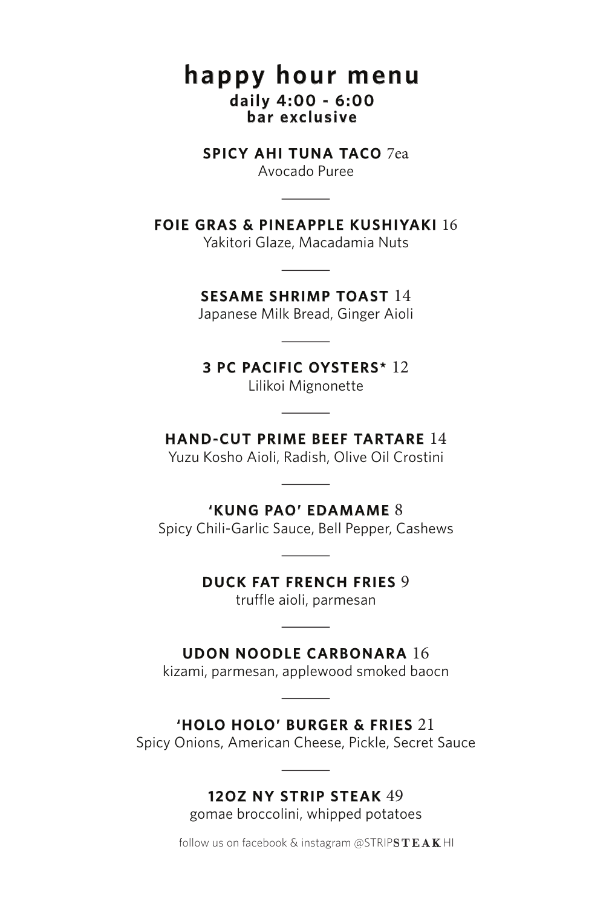# happy hour menu

**daily 4:00 - 6:00**
**bar exclusive**

**SPICY AHI TUNA TACO** 7ea
Avocado Puree

---

**FOIE GRAS & PINEAPPLE KUSHIYAKI** 16
Yakitori Glaze, Macadamia Nuts

---

**SESAME SHRIMP TOAST** 14
Japanese Milk Bread, Ginger Aioli

---

**3 PC PACIFIC OYSTERS*** 12
Lilikoi Mignonette

---

**HAND-CUT PRIME BEEF TARTARE** 14
Yuzu Kosho Aioli, Radish, Olive Oil Crostini

---

**'KUNG PAO' EDAMAME** 8
Spicy Chili-Garlic Sauce, Bell Pepper, Cashews

---

**DUCK FAT FRENCH FRIES** 9
truffle aioli, parmesan

---

**UDON NOODLE CARBONARA** 16
kizami, parmesan, applewood smoked baocn

---

**'HOLO HOLO' BURGER & FRIES** 21
Spicy Onions, American Cheese, Pickle, Secret Sauce

---

**12OZ NY STRIP STEAK** 49
gomae broccolini, whipped potatoes

follow us on facebook & instagram @STRIPSTEAK.HI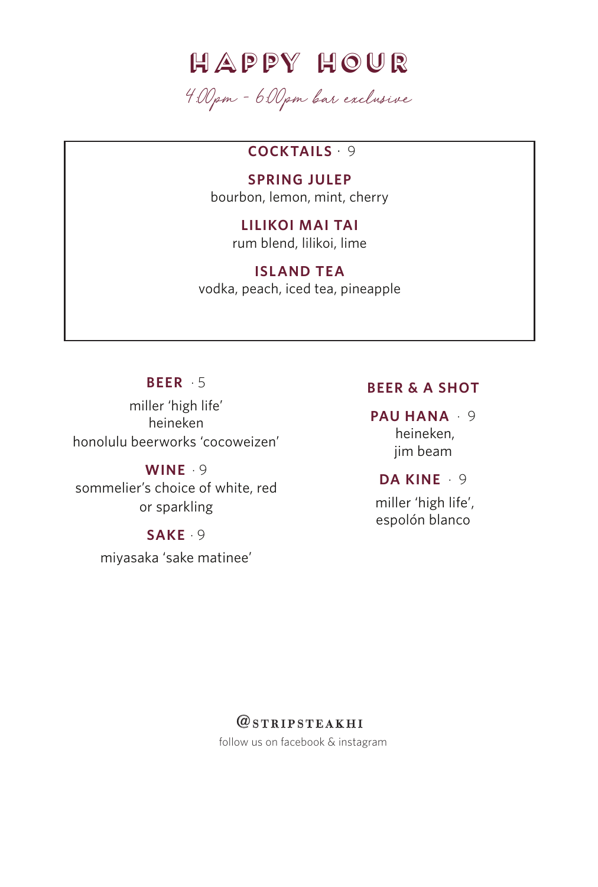# HAPPY HOUR

*4:00pm - 6:00pm bar exclusive*

## COCKTAILS · 9

**SPRING JULEP**
bourbon, lemon, mint, cherry

**LILIKOI MAI TAI**
rum blend, lilikoi, lime

**ISLAND TEA**
vodka, peach, iced tea, pineapple

## BEER · 5

miller 'high life'
heineken
honolulu beerworks 'cocoweizen'

## WINE · 9

sommelier's choice of white, red or sparkling

## SAKE · 9

miyasaka 'sake matinee'

## BEER & A SHOT

**PAU HANA · 9**
heineken,
jim beam

**DA KINE · 9**
miller 'high life',
espolón blanco

@STRIPSTEAKHI
follow us on facebook & instagram